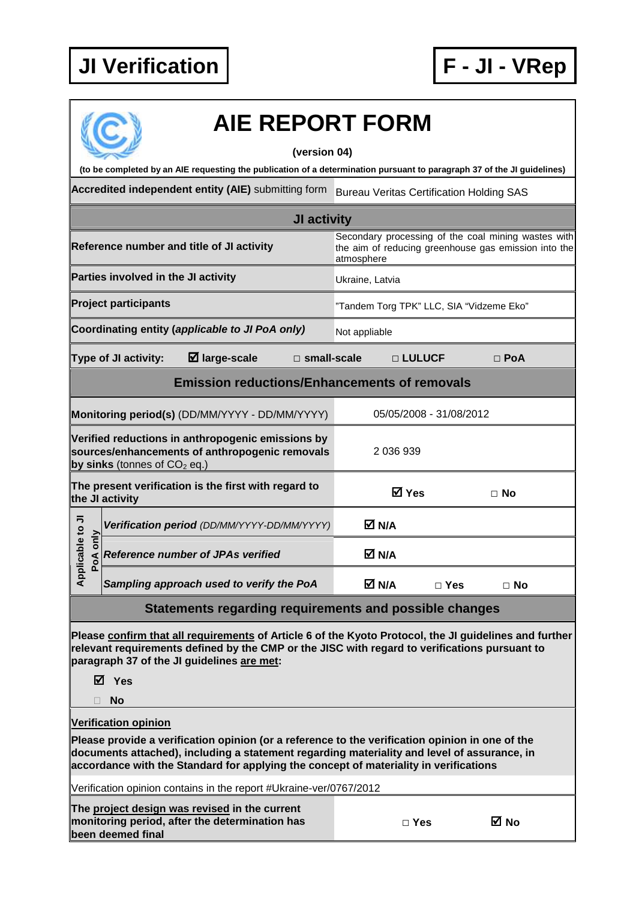# JI Verification

# F - JI - VRep

# AIE REPORT FORM

**(version 04)**

**(to be completed by an AIE requesting the publication of a determination pursuant to paragraph 37 of the JI guidelines)**

| | |
|---|---|
| **Accredited independent entity (AIE)** submitting form | Bureau Veritas Certification Holding SAS |

## JI activity

| | |
|---|---|
| **Reference number and title of JI activity** | Secondary processing of the coal mining wastes with the aim of reducing greenhouse gas emission into the atmosphere |
| **Parties involved in the JI activity** | Ukraine, Latvia |
| **Project participants** | "Tandem Torg TPK" LLC, SIA "Vidzeme Eko" |
| **Coordinating entity (*applicable to JI PoA only*)** | Not appliable |

**Type of JI activity:** ☑ **large-scale** □ **small-scale** □ **LULUCF** □ **PoA**

## Emission reductions/Enhancements of removals

| | | | |
|---|---|---|---|
| **Monitoring period(s)** (DD/MM/YYYY - DD/MM/YYYY) | 05/05/2008 - 31/08/2012 | | |
| **Verified reductions in anthropogenic emissions by sources/enhancements of anthropogenic removals by sinks** (tonnes of $CO_2$ eq.) | 2 036 939 | | |
| **The present verification is the first with regard to the JI activity** | ☑ **Yes** | □ **No** | |
| Applicable to JI PoA only: ***Verification period*** *(DD/MM/YYYY-DD/MM/YYYY)* | ☑ **N/A** | | |
| Applicable to JI PoA only: ***Reference number of JPAs verified*** | ☑ **N/A** | | |
| Applicable to JI PoA only: ***Sampling approach used to verify the PoA*** | ☑ **N/A** | □ **Yes** | □ **No** |

## Statements regarding requirements and possible changes

**Please confirm that all requirements of Article 6 of the Kyoto Protocol, the JI guidelines and further relevant requirements defined by the CMP or the JISC with regard to verifications pursuant to paragraph 37 of the JI guidelines are met:**

☑ **Yes**

□ **No**

**Verification opinion**

**Please provide a verification opinion (or a reference to the verification opinion in one of the documents attached), including a statement regarding materiality and level of assurance, in accordance with the Standard for applying the concept of materiality in verifications**

Verification opinion contains in the report #Ukraine-ver/0767/2012

| | | |
|---|---|---|
| **The project design was revised in the current monitoring period, after the determination has been deemed final** | □ **Yes** | ☑ **No** |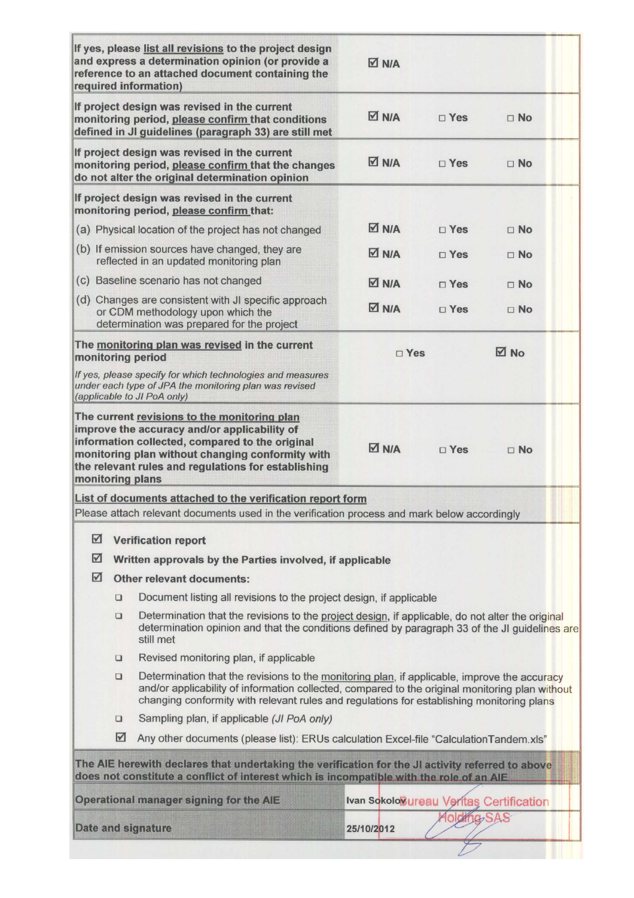| | | | |
|---|---|---|---|
| If yes, please list all revisions to the project design and express a determination opinion (or provide a reference to an attached document containing the required information) | ☑ N/A | | |
| If project design was revised in the current monitoring period, please confirm that conditions defined in JI guidelines (paragraph 33) are still met | ☑ N/A | □ Yes | □ No |
| If project design was revised in the current monitoring period, please confirm that the changes do not alter the original determination opinion | ☑ N/A | □ Yes | □ No |
| If project design was revised in the current monitoring period, please confirm that: | | | |
| (a) Physical location of the project has not changed | ☑ N/A | □ Yes | □ No |
| (b) If emission sources have changed, they are reflected in an updated monitoring plan | ☑ N/A | □ Yes | □ No |
| (c) Baseline scenario has not changed | ☑ N/A | □ Yes | □ No |
| (d) Changes are consistent with JI specific approach or CDM methodology upon which the determination was prepared for the project | ☑ N/A | □ Yes | □ No |
| The monitoring plan was revised in the current monitoring period<br>*If yes, please specify for which technologies and measures under each type of JPA the monitoring plan was revised (applicable to JI PoA only)* | □ Yes | | ☑ No |
| The current revisions to the monitoring plan improve the accuracy and/or applicability of information collected, compared to the original monitoring plan without changing conformity with the relevant rules and regulations for establishing monitoring plans | ☑ N/A | □ Yes | □ No |

**List of documents attached to the verification report form**

Please attach relevant documents used in the verification process and mark below accordingly

- ☑ **Verification report**
- ☑ **Written approvals by the Parties involved, if applicable**
- ☑ **Other relevant documents:**
  - □ Document listing all revisions to the project design, if applicable
  - □ Determination that the revisions to the project design, if applicable, do not alter the original determination opinion and that the conditions defined by paragraph 33 of the JI guidelines are still met
  - □ Revised monitoring plan, if applicable
  - □ Determination that the revisions to the monitoring plan, if applicable, improve the accuracy and/or applicability of information collected, compared to the original monitoring plan without changing conformity with relevant rules and regulations for establishing monitoring plans
  - □ Sampling plan, if applicable *(JI PoA only)*
  - ☑ Any other documents (please list): ERUs calculation Excel-file "CalculationTandem.xls"

**The AIE herewith declares that undertaking the verification for the JI activity referred to above does not constitute a conflict of interest which is incompatible with the role of an AIE**

| | |
|---|---|
| **Operational manager signing for the AIE** | Ivan Sokolov Bureau Veritas Certification Holding SAS |
| **Date and signature** | 25/10/2012 |